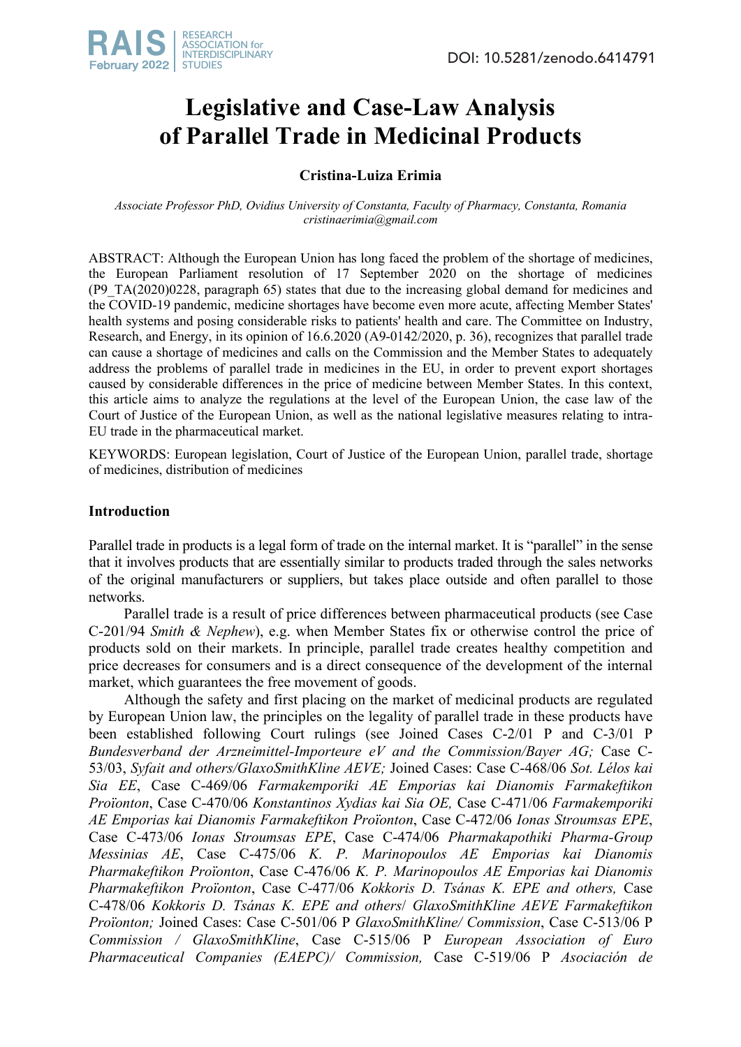# Legislative and Case-Law Analysis of Parallel Trade in Medicinal Products

**Cristina-Luiza Erimia**

*Associate Professor PhD, Ovidius University of Constanta, Faculty of Pharmacy, Constanta, Romania*
*cristinaerimia@gmail.com*

ABSTRACT: Although the European Union has long faced the problem of the shortage of medicines, the European Parliament resolution of 17 September 2020 on the shortage of medicines (P9_TA(2020)0228, paragraph 65) states that due to the increasing global demand for medicines and the COVID-19 pandemic, medicine shortages have become even more acute, affecting Member States' health systems and posing considerable risks to patients' health and care. The Committee on Industry, Research, and Energy, in its opinion of 16.6.2020 (A9-0142/2020, p. 36), recognizes that parallel trade can cause a shortage of medicines and calls on the Commission and the Member States to adequately address the problems of parallel trade in medicines in the EU, in order to prevent export shortages caused by considerable differences in the price of medicine between Member States. In this context, this article aims to analyze the regulations at the level of the European Union, the case law of the Court of Justice of the European Union, as well as the national legislative measures relating to intra-EU trade in the pharmaceutical market.

KEYWORDS: European legislation, Court of Justice of the European Union, parallel trade, shortage of medicines, distribution of medicines

## Introduction

Parallel trade in products is a legal form of trade on the internal market. It is "parallel" in the sense that it involves products that are essentially similar to products traded through the sales networks of the original manufacturers or suppliers, but takes place outside and often parallel to those networks.

Parallel trade is a result of price differences between pharmaceutical products (see Case C-201/94 *Smith & Nephew*), e.g. when Member States fix or otherwise control the price of products sold on their markets. In principle, parallel trade creates healthy competition and price decreases for consumers and is a direct consequence of the development of the internal market, which guarantees the free movement of goods.

Although the safety and first placing on the market of medicinal products are regulated by European Union law, the principles on the legality of parallel trade in these products have been established following Court rulings (see Joined Cases C-2/01 P and C-3/01 P *Bundesverband der Arzneimittel-Importeure eV and the Commission/Bayer AG;* Case C-53/03, *Syfait and others/GlaxoSmithKline AEVE;* Joined Cases: Case C-468/06 *Sot. Lélos kai Sia EE*, Case C-469/06 *Farmakemporiki AE Emporias kai Dianomis Farmakeftikon Proïonton*, Case C-470/06 *Konstantinos Xydias kai Sia OE,* Case C-471/06 *Farmakemporiki AE Emporias kai Dianomis Farmakeftikon Proïonton*, Case C-472/06 *Ionas Stroumsas EPE*, Case C-473/06 *Ionas Stroumsas EPE*, Case C-474/06 *Pharmakapothiki Pharma-Group Messinias AE*, Case C-475/06 *K. P. Marinopoulos AE Emporias kai Dianomis Pharmakeftikon Proïonton*, Case C-476/06 *K. P. Marinopoulos AE Emporias kai Dianomis Pharmakeftikon Proïonton*, Case C-477/06 *Kokkoris D. Tsánas K. EPE and others,* Case C-478/06 *Kokkoris D. Tsánas K. EPE and others/ GlaxoSmithKline AEVE Farmakeftikon Proïonton;* Joined Cases: Case C-501/06 P *GlaxoSmithKline/ Commission*, Case C-513/06 P *Commission / GlaxoSmithKline*, Case C-515/06 P *European Association of Euro Pharmaceutical Companies (EAEPC)/ Commission,* Case C-519/06 P *Asociación de*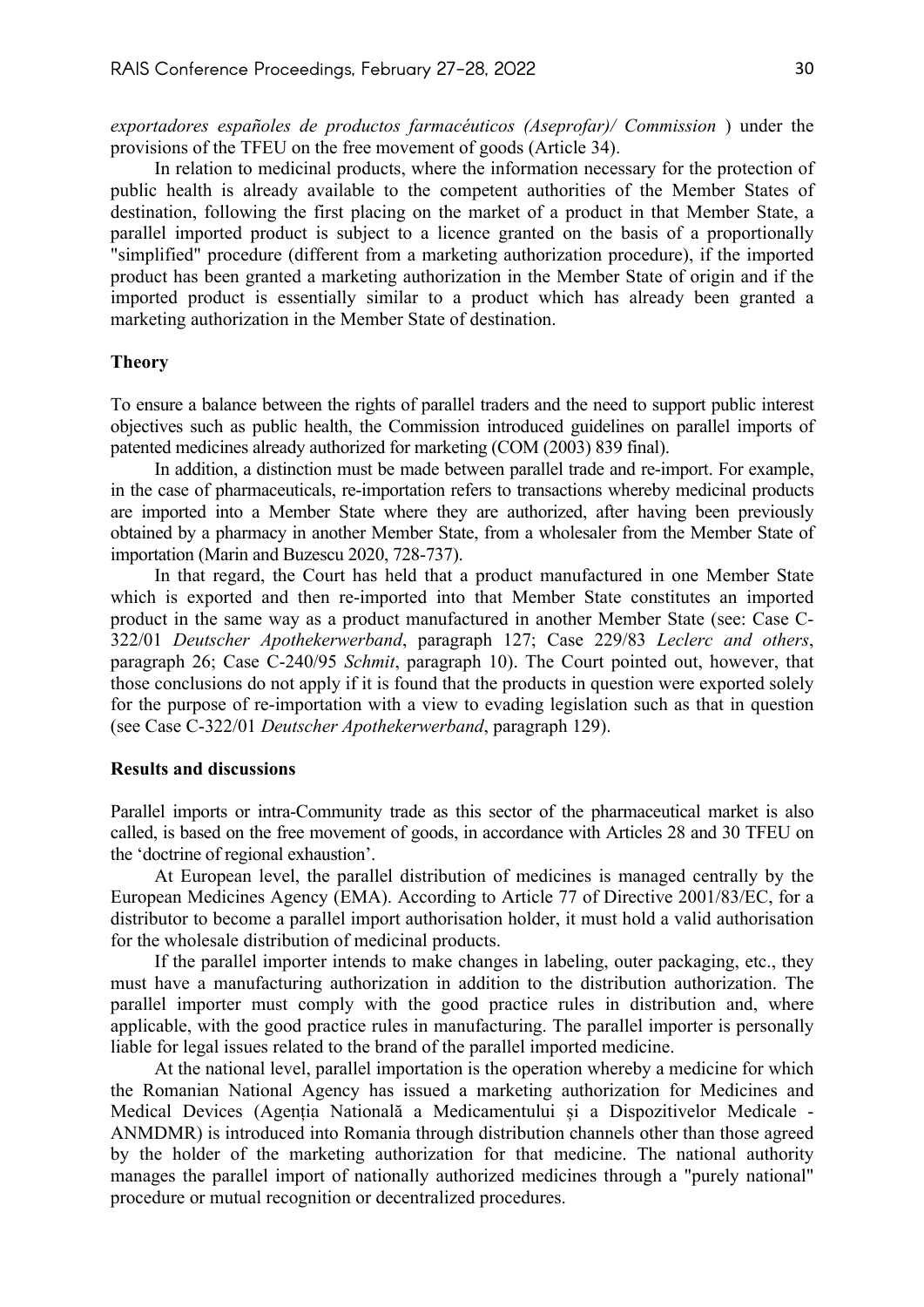*exportadores españoles de productos farmacéuticos (Aseprofar)/ Commission* ) under the provisions of the TFEU on the free movement of goods (Article 34).

In relation to medicinal products, where the information necessary for the protection of public health is already available to the competent authorities of the Member States of destination, following the first placing on the market of a product in that Member State, a parallel imported product is subject to a licence granted on the basis of a proportionally "simplified" procedure (different from a marketing authorization procedure), if the imported product has been granted a marketing authorization in the Member State of origin and if the imported product is essentially similar to a product which has already been granted a marketing authorization in the Member State of destination.

## Theory

To ensure a balance between the rights of parallel traders and the need to support public interest objectives such as public health, the Commission introduced guidelines on parallel imports of patented medicines already authorized for marketing (COM (2003) 839 final).

In addition, a distinction must be made between parallel trade and re-import. For example, in the case of pharmaceuticals, re-importation refers to transactions whereby medicinal products are imported into a Member State where they are authorized, after having been previously obtained by a pharmacy in another Member State, from a wholesaler from the Member State of importation (Marin and Buzescu 2020, 728-737).

In that regard, the Court has held that a product manufactured in one Member State which is exported and then re-imported into that Member State constitutes an imported product in the same way as a product manufactured in another Member State (see: Case C-322/01 *Deutscher Apothekerwerband*, paragraph 127; Case 229/83 *Leclerc and others*, paragraph 26; Case C-240/95 *Schmit*, paragraph 10). The Court pointed out, however, that those conclusions do not apply if it is found that the products in question were exported solely for the purpose of re-importation with a view to evading legislation such as that in question (see Case C-322/01 *Deutscher Apothekerwerband*, paragraph 129).

## Results and discussions

Parallel imports or intra-Community trade as this sector of the pharmaceutical market is also called, is based on the free movement of goods, in accordance with Articles 28 and 30 TFEU on the 'doctrine of regional exhaustion'.

At European level, the parallel distribution of medicines is managed centrally by the European Medicines Agency (EMA). According to Article 77 of Directive 2001/83/EC, for a distributor to become a parallel import authorisation holder, it must hold a valid authorisation for the wholesale distribution of medicinal products.

If the parallel importer intends to make changes in labeling, outer packaging, etc., they must have a manufacturing authorization in addition to the distribution authorization. The parallel importer must comply with the good practice rules in distribution and, where applicable, with the good practice rules in manufacturing. The parallel importer is personally liable for legal issues related to the brand of the parallel imported medicine.

At the national level, parallel importation is the operation whereby a medicine for which the Romanian National Agency has issued a marketing authorization for Medicines and Medical Devices (Agenția Natională a Medicamentului și a Dispozitivelor Medicale - ANMDMR) is introduced into Romania through distribution channels other than those agreed by the holder of the marketing authorization for that medicine. The national authority manages the parallel import of nationally authorized medicines through a "purely national" procedure or mutual recognition or decentralized procedures.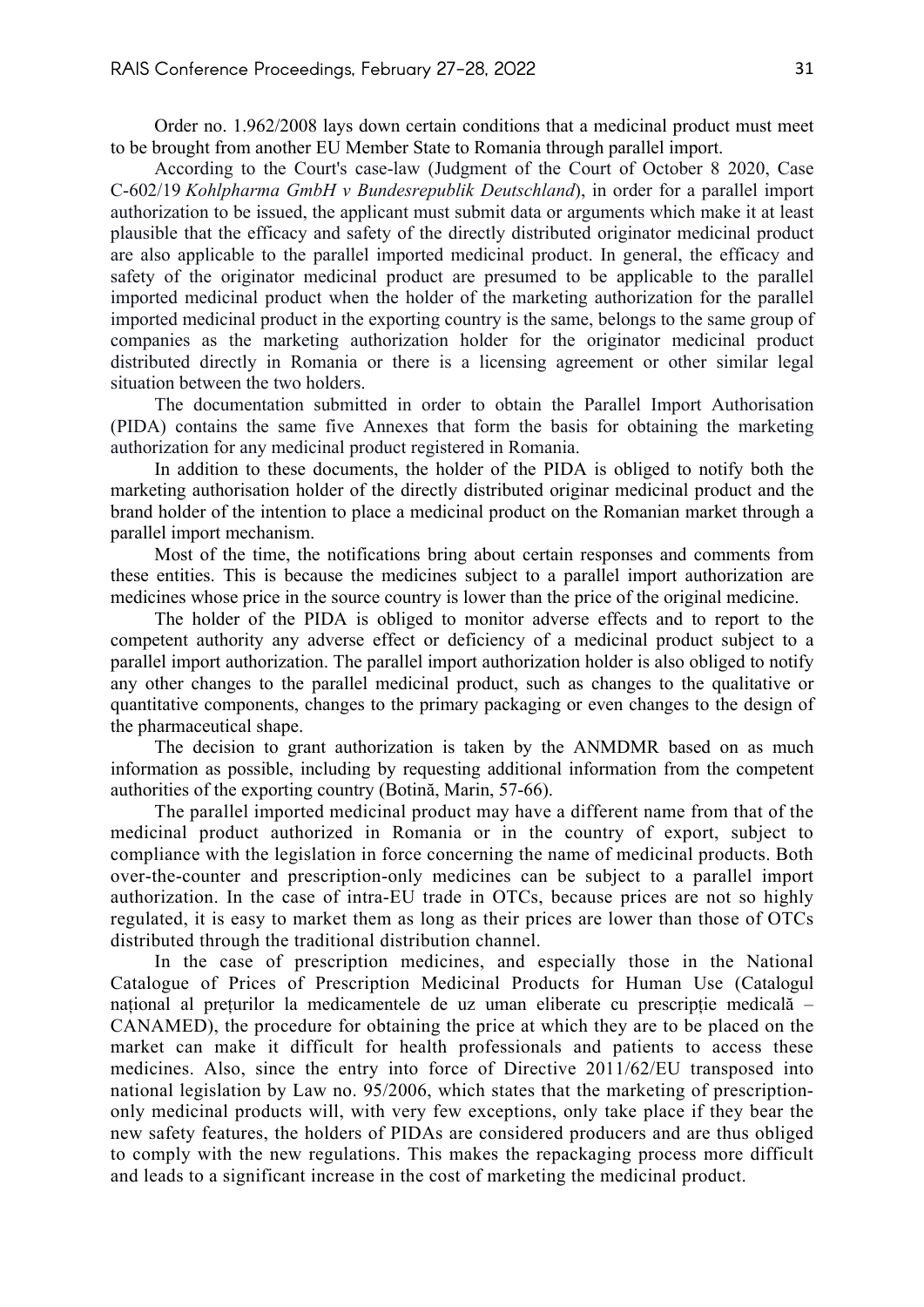Order no. 1.962/2008 lays down certain conditions that a medicinal product must meet to be brought from another EU Member State to Romania through parallel import.

According to the Court's case-law (Judgment of the Court of October 8 2020, Case C-602/19 *Kohlpharma GmbH v Bundesrepublik Deutschland*), in order for a parallel import authorization to be issued, the applicant must submit data or arguments which make it at least plausible that the efficacy and safety of the directly distributed originator medicinal product are also applicable to the parallel imported medicinal product. In general, the efficacy and safety of the originator medicinal product are presumed to be applicable to the parallel imported medicinal product when the holder of the marketing authorization for the parallel imported medicinal product in the exporting country is the same, belongs to the same group of companies as the marketing authorization holder for the originator medicinal product distributed directly in Romania or there is a licensing agreement or other similar legal situation between the two holders.

The documentation submitted in order to obtain the Parallel Import Authorisation (PIDA) contains the same five Annexes that form the basis for obtaining the marketing authorization for any medicinal product registered in Romania.

In addition to these documents, the holder of the PIDA is obliged to notify both the marketing authorisation holder of the directly distributed originar medicinal product and the brand holder of the intention to place a medicinal product on the Romanian market through a parallel import mechanism.

Most of the time, the notifications bring about certain responses and comments from these entities. This is because the medicines subject to a parallel import authorization are medicines whose price in the source country is lower than the price of the original medicine.

The holder of the PIDA is obliged to monitor adverse effects and to report to the competent authority any adverse effect or deficiency of a medicinal product subject to a parallel import authorization. The parallel import authorization holder is also obliged to notify any other changes to the parallel medicinal product, such as changes to the qualitative or quantitative components, changes to the primary packaging or even changes to the design of the pharmaceutical shape.

The decision to grant authorization is taken by the ANMDMR based on as much information as possible, including by requesting additional information from the competent authorities of the exporting country (Botină, Marin, 57-66).

The parallel imported medicinal product may have a different name from that of the medicinal product authorized in Romania or in the country of export, subject to compliance with the legislation in force concerning the name of medicinal products. Both over-the-counter and prescription-only medicines can be subject to a parallel import authorization. In the case of intra-EU trade in OTCs, because prices are not so highly regulated, it is easy to market them as long as their prices are lower than those of OTCs distributed through the traditional distribution channel.

In the case of prescription medicines, and especially those in the National Catalogue of Prices of Prescription Medicinal Products for Human Use (Catalogul național al prețurilor la medicamentele de uz uman eliberate cu prescripție medicală – CANAMED), the procedure for obtaining the price at which they are to be placed on the market can make it difficult for health professionals and patients to access these medicines. Also, since the entry into force of Directive 2011/62/EU transposed into national legislation by Law no. 95/2006, which states that the marketing of prescription-only medicinal products will, with very few exceptions, only take place if they bear the new safety features, the holders of PIDAs are considered producers and are thus obliged to comply with the new regulations. This makes the repackaging process more difficult and leads to a significant increase in the cost of marketing the medicinal product.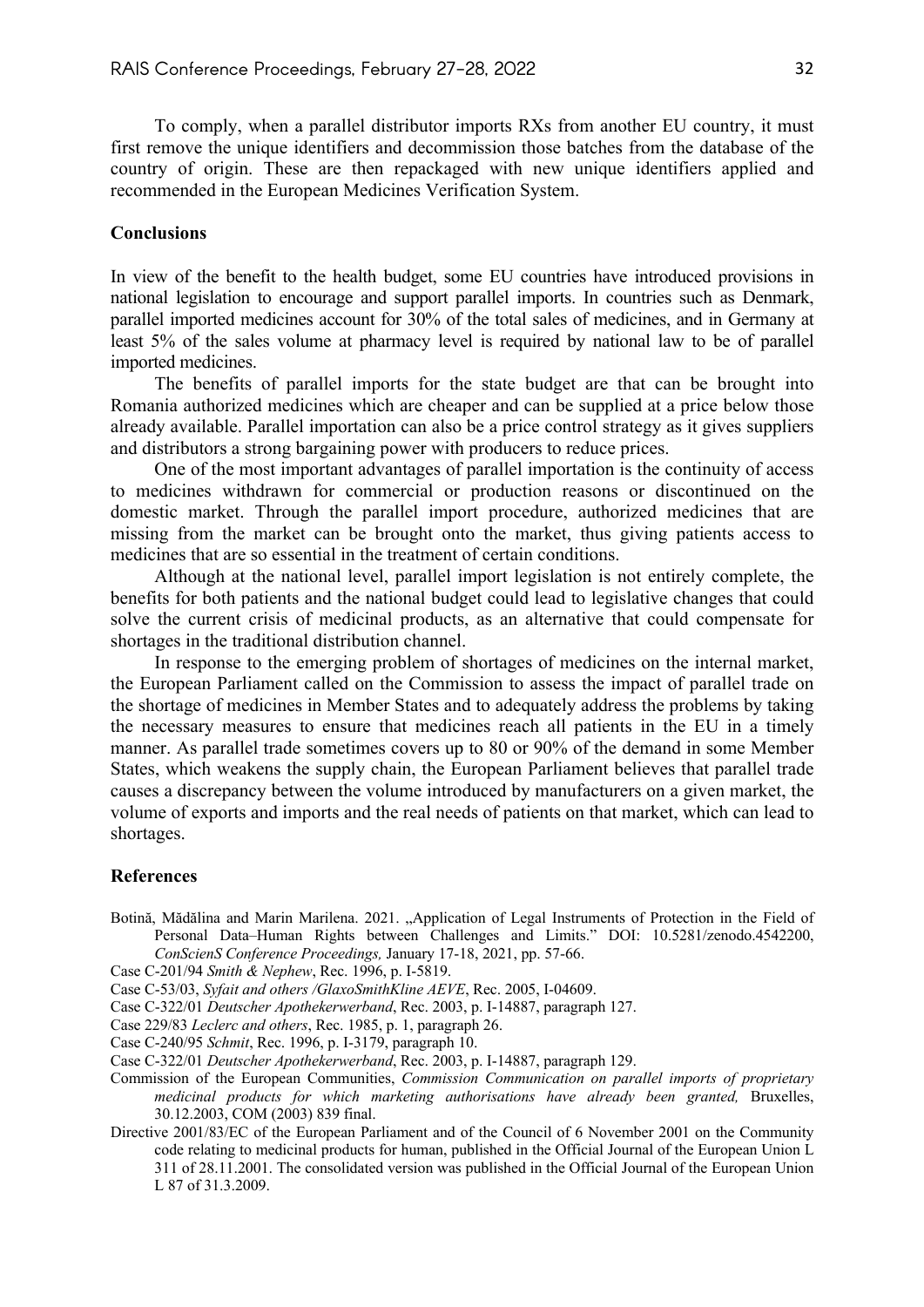To comply, when a parallel distributor imports RXs from another EU country, it must first remove the unique identifiers and decommission those batches from the database of the country of origin. These are then repackaged with new unique identifiers applied and recommended in the European Medicines Verification System.

## Conclusions

In view of the benefit to the health budget, some EU countries have introduced provisions in national legislation to encourage and support parallel imports. In countries such as Denmark, parallel imported medicines account for 30% of the total sales of medicines, and in Germany at least 5% of the sales volume at pharmacy level is required by national law to be of parallel imported medicines.

The benefits of parallel imports for the state budget are that can be brought into Romania authorized medicines which are cheaper and can be supplied at a price below those already available. Parallel importation can also be a price control strategy as it gives suppliers and distributors a strong bargaining power with producers to reduce prices.

One of the most important advantages of parallel importation is the continuity of access to medicines withdrawn for commercial or production reasons or discontinued on the domestic market. Through the parallel import procedure, authorized medicines that are missing from the market can be brought onto the market, thus giving patients access to medicines that are so essential in the treatment of certain conditions.

Although at the national level, parallel import legislation is not entirely complete, the benefits for both patients and the national budget could lead to legislative changes that could solve the current crisis of medicinal products, as an alternative that could compensate for shortages in the traditional distribution channel.

In response to the emerging problem of shortages of medicines on the internal market, the European Parliament called on the Commission to assess the impact of parallel trade on the shortage of medicines in Member States and to adequately address the problems by taking the necessary measures to ensure that medicines reach all patients in the EU in a timely manner. As parallel trade sometimes covers up to 80 or 90% of the demand in some Member States, which weakens the supply chain, the European Parliament believes that parallel trade causes a discrepancy between the volume introduced by manufacturers on a given market, the volume of exports and imports and the real needs of patients on that market, which can lead to shortages.

## References

Botină, Mădălina and Marin Marilena. 2021. „Application of Legal Instruments of Protection in the Field of Personal Data–Human Rights between Challenges and Limits." DOI: 10.5281/zenodo.4542200, *ConScienS Conference Proceedings,* January 17-18, 2021, pp. 57-66.

Case C-201/94 *Smith & Nephew*, Rec. 1996, p. I-5819.

Case C-53/03, *Syfait and others /GlaxoSmithKline AEVE*, Rec. 2005, I-04609.

Case C-322/01 *Deutscher Apothekerwerband*, Rec. 2003, p. I-14887, paragraph 127.

Case 229/83 *Leclerc and others*, Rec. 1985, p. 1, paragraph 26.

Case C-240/95 *Schmit*, Rec. 1996, p. I-3179, paragraph 10.

Case C-322/01 *Deutscher Apothekerwerband*, Rec. 2003, p. I-14887, paragraph 129.

Commission of the European Communities, *Commission Communication on parallel imports of proprietary medicinal products for which marketing authorisations have already been granted,* Bruxelles, 30.12.2003, COM (2003) 839 final.

Directive 2001/83/EC of the European Parliament and of the Council of 6 November 2001 on the Community code relating to medicinal products for human, published in the Official Journal of the European Union L 311 of 28.11.2001. The consolidated version was published in the Official Journal of the European Union L 87 of 31.3.2009.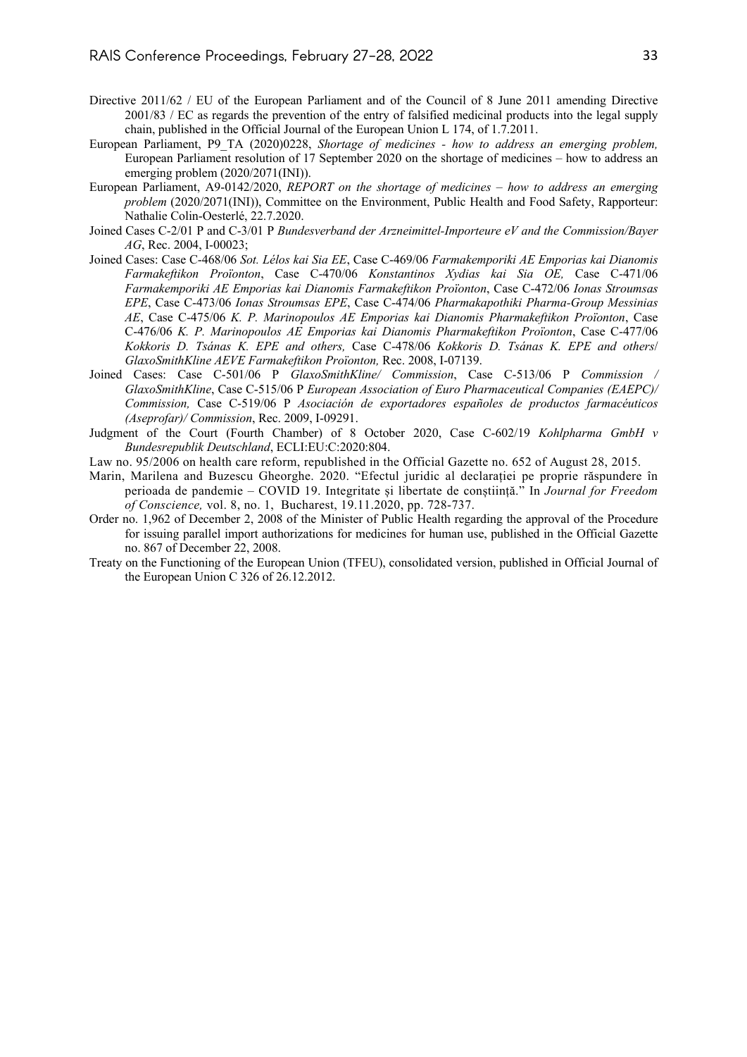Directive 2011/62 / EU of the European Parliament and of the Council of 8 June 2011 amending Directive 2001/83 / EC as regards the prevention of the entry of falsified medicinal products into the legal supply chain, published in the Official Journal of the European Union L 174, of 1.7.2011.

European Parliament, P9_TA (2020)0228, *Shortage of medicines - how to address an emerging problem,* European Parliament resolution of 17 September 2020 on the shortage of medicines – how to address an emerging problem (2020/2071(INI)).

European Parliament, A9-0142/2020, *REPORT on the shortage of medicines – how to address an emerging problem* (2020/2071(INI)), Committee on the Environment, Public Health and Food Safety, Rapporteur: Nathalie Colin-Oesterlé, 22.7.2020.

Joined Cases C-2/01 P and C-3/01 P *Bundesverband der Arzneimittel-Importeure eV and the Commission/Bayer AG*, Rec. 2004, I-00023;

Joined Cases: Case C-468/06 *Sot. Lélos kai Sia EE*, Case C-469/06 *Farmakemporiki AE Emporias kai Dianomis Farmakeftikon Proïonton*, Case C-470/06 *Konstantinos Xydias kai Sia OE,* Case C-471/06 *Farmakemporiki AE Emporias kai Dianomis Farmakeftikon Proïonton*, Case C-472/06 *Ionas Stroumsas EPE*, Case C-473/06 *Ionas Stroumsas EPE*, Case C-474/06 *Pharmakapothiki Pharma-Group Messinias AE*, Case C-475/06 *K. P. Marinopoulos AE Emporias kai Dianomis Pharmakeftikon Proïonton*, Case C-476/06 *K. P. Marinopoulos AE Emporias kai Dianomis Pharmakeftikon Proïonton*, Case C-477/06 *Kokkoris D. Tsánas K. EPE and others,* Case C-478/06 *Kokkoris D. Tsánas K. EPE and others*/ *GlaxoSmithKline AEVE Farmakeftikon Proïonton,* Rec. 2008, I-07139.

Joined Cases: Case C-501/06 P *GlaxoSmithKline/ Commission*, Case C-513/06 P *Commission / GlaxoSmithKline*, Case C-515/06 P *European Association of Euro Pharmaceutical Companies (EAEPC)/ Commission,* Case C-519/06 P *Asociación de exportadores españoles de productos farmacéuticos (Aseprofar)/ Commission*, Rec. 2009, I-09291.

Judgment of the Court (Fourth Chamber) of 8 October 2020, Case C-602/19 *Kohlpharma GmbH v Bundesrepublik Deutschland*, ECLI:EU:C:2020:804.

Law no. 95/2006 on health care reform, republished in the Official Gazette no. 652 of August 28, 2015.

Marin, Marilena and Buzescu Gheorghe. 2020. "Efectul juridic al declarației pe proprie răspundere în perioada de pandemie – COVID 19. Integritate și libertate de conștiință." In *Journal for Freedom of Conscience,* vol. 8, no. 1, Bucharest, 19.11.2020, pp. 728-737.

Order no. 1,962 of December 2, 2008 of the Minister of Public Health regarding the approval of the Procedure for issuing parallel import authorizations for medicines for human use, published in the Official Gazette no. 867 of December 22, 2008.

Treaty on the Functioning of the European Union (TFEU), consolidated version, published in Official Journal of the European Union C 326 of 26.12.2012.